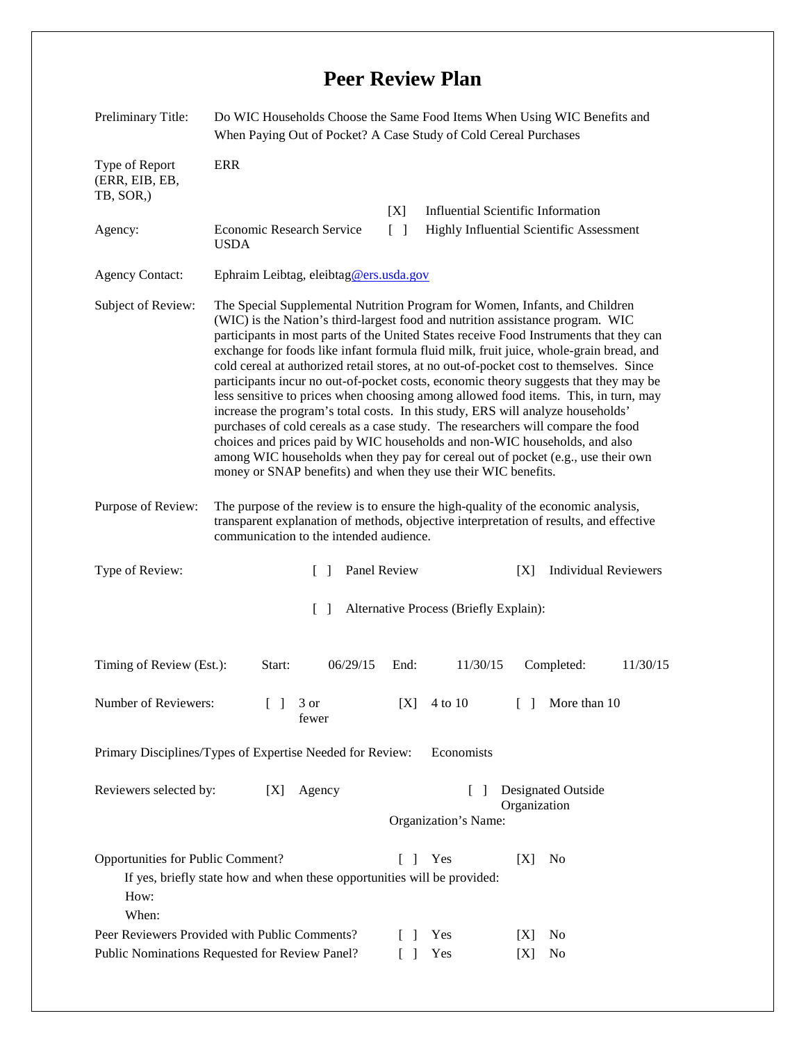# Peer Review Plan

| | |
|---|---|
| Preliminary Title: | Do WIC Households Choose the Same Food Items When Using WIC Benefits and When Paying Out of Pocket? A Case Study of Cold Cereal Purchases |
| Type of Report (ERR, EIB, EB, TB, SOR,) | ERR |
| Agency: | Economic Research Service USDA |
| | [X] Influential Scientific Information |
| | [ ] Highly Influential Scientific Assessment |
| Agency Contact: | Ephraim Leibtag, eleibtag@ers.usda.gov |
| Subject of Review: | The Special Supplemental Nutrition Program for Women, Infants, and Children (WIC) is the Nation's third-largest food and nutrition assistance program. WIC participants in most parts of the United States receive Food Instruments that they can exchange for foods like infant formula fluid milk, fruit juice, whole-grain bread, and cold cereal at authorized retail stores, at no out-of-pocket cost to themselves. Since participants incur no out-of-pocket costs, economic theory suggests that they may be less sensitive to prices when choosing among allowed food items. This, in turn, may increase the program's total costs. In this study, ERS will analyze households' purchases of cold cereals as a case study. The researchers will compare the food choices and prices paid by WIC households and non-WIC households, and also among WIC households when they pay for cereal out of pocket (e.g., use their own money or SNAP benefits) and when they use their WIC benefits. |
| Purpose of Review: | The purpose of the review is to ensure the high-quality of the economic analysis, transparent explanation of methods, objective interpretation of results, and effective communication to the intended audience. |

Type of Review: [ ] Panel Review [X] Individual Reviewers

[ ] Alternative Process (Briefly Explain):

Timing of Review (Est.): Start: 06/29/15 End: 11/30/15 Completed: 11/30/15

Number of Reviewers: [ ] 3 or fewer [X] 4 to 10 [ ] More than 10

Primary Disciplines/Types of Expertise Needed for Review: Economists

Reviewers selected by: [X] Agency [ ] Designated Outside Organization

Organization's Name:

Opportunities for Public Comment? [ ] Yes [X] No

If yes, briefly state how and when these opportunities will be provided:

How:

When:

Peer Reviewers Provided with Public Comments? [ ] Yes [X] No

Public Nominations Requested for Review Panel? [ ] Yes [X] No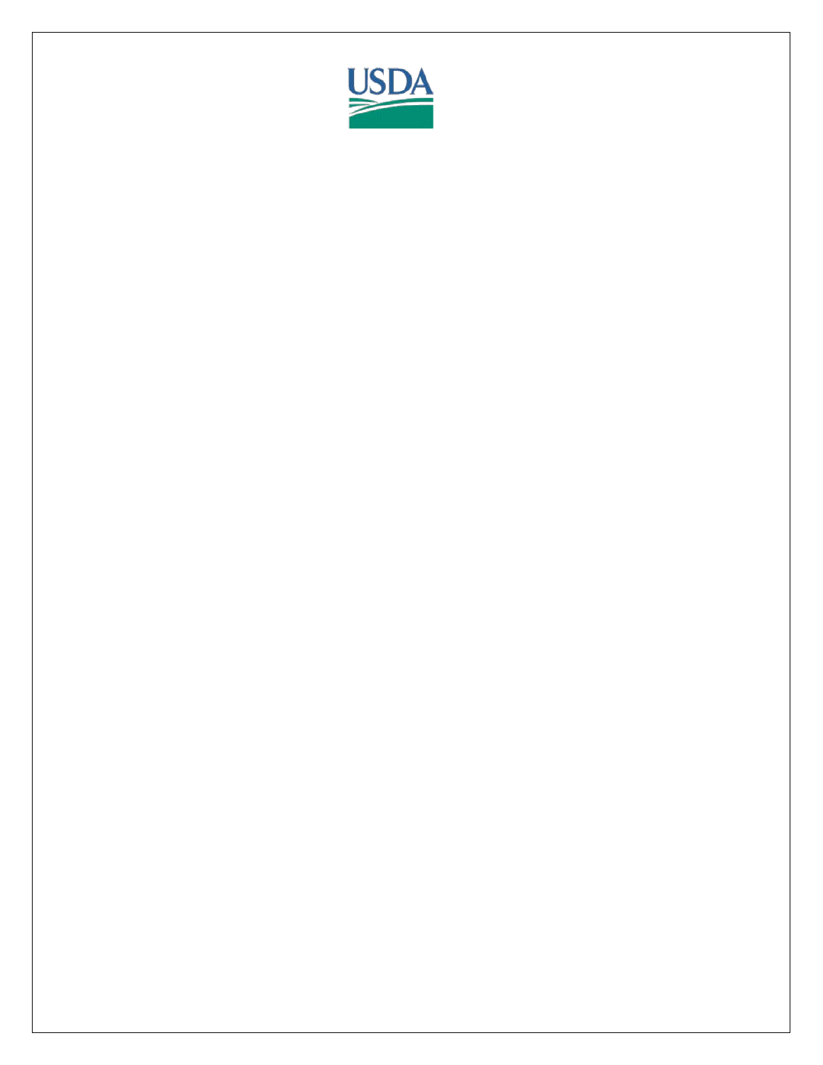USDA